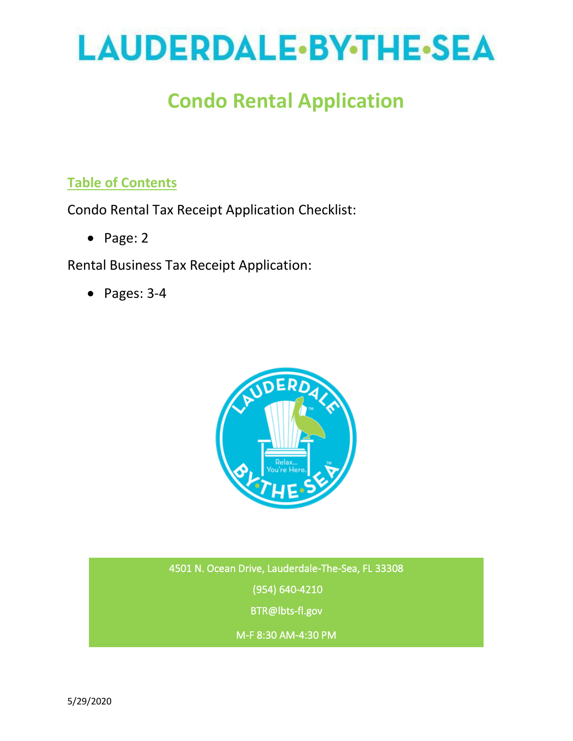# LAUDERDALE·BY·THE·SEA

## Condo Rental Application

### Table of Contents

Condo Rental Tax Receipt Application Checklist:

- Page: 2

Rental Business Tax Receipt Application:

- Pages: 3-4

4501 N. Ocean Drive, Lauderdale-The-Sea, FL 33308

(954) 640-4210

BTR@lbts-fl.gov

M-F 8:30 AM-4:30 PM

5/29/2020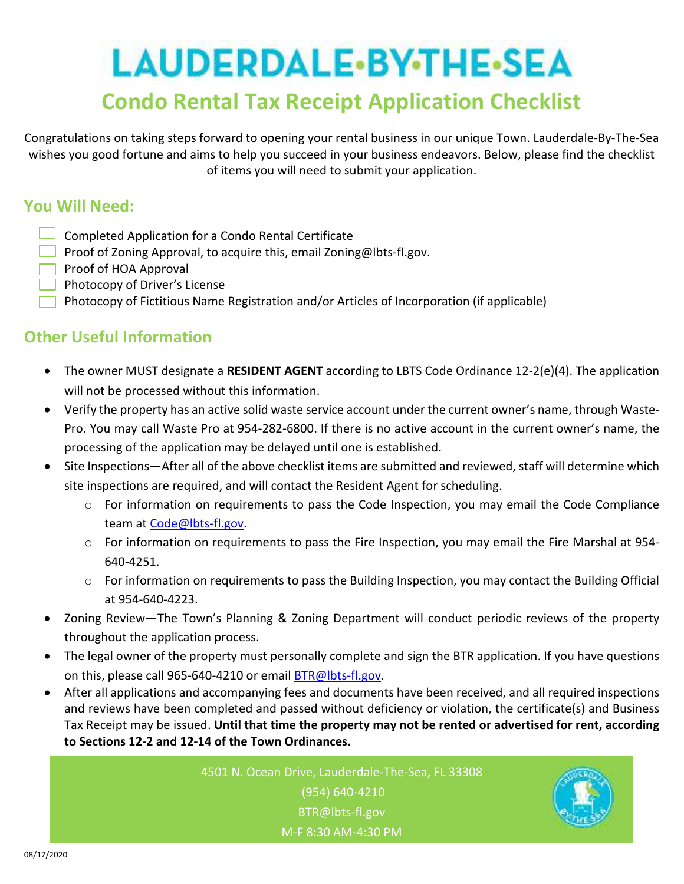# LAUDERDALE·BY·THE·SEA

## Condo Rental Tax Receipt Application Checklist

Congratulations on taking steps forward to opening your rental business in our unique Town. Lauderdale-By-The-Sea wishes you good fortune and aims to help you succeed in your business endeavors. Below, please find the checklist of items you will need to submit your application.

### You Will Need:

- [ ] Completed Application for a Condo Rental Certificate
- [ ] Proof of Zoning Approval, to acquire this, email Zoning@lbts-fl.gov.
- [ ] Proof of HOA Approval
- [ ] Photocopy of Driver's License
- [ ] Photocopy of Fictitious Name Registration and/or Articles of Incorporation (if applicable)

### Other Useful Information

- The owner MUST designate a **RESIDENT AGENT** according to LBTS Code Ordinance 12-2(e)(4). The application will not be processed without this information.
- Verify the property has an active solid waste service account under the current owner's name, through Waste-Pro. You may call Waste Pro at 954-282-6800. If there is no active account in the current owner's name, the processing of the application may be delayed until one is established.
- Site Inspections—After all of the above checklist items are submitted and reviewed, staff will determine which site inspections are required, and will contact the Resident Agent for scheduling.
  - For information on requirements to pass the Code Inspection, you may email the Code Compliance team at Code@lbts-fl.gov.
  - For information on requirements to pass the Fire Inspection, you may email the Fire Marshal at 954-640-4251.
  - For information on requirements to pass the Building Inspection, you may contact the Building Official at 954-640-4223.
- Zoning Review—The Town's Planning & Zoning Department will conduct periodic reviews of the property throughout the application process.
- The legal owner of the property must personally complete and sign the BTR application. If you have questions on this, please call 965-640-4210 or email BTR@lbts-fl.gov.
- After all applications and accompanying fees and documents have been received, and all required inspections and reviews have been completed and passed without deficiency or violation, the certificate(s) and Business Tax Receipt may be issued. **Until that time the property may not be rented or advertised for rent, according to Sections 12-2 and 12-14 of the Town Ordinances.**

4501 N. Ocean Drive, Lauderdale-The-Sea, FL 33308
(954) 640-4210
BTR@lbts-fl.gov
M-F 8:30 AM-4:30 PM

08/17/2020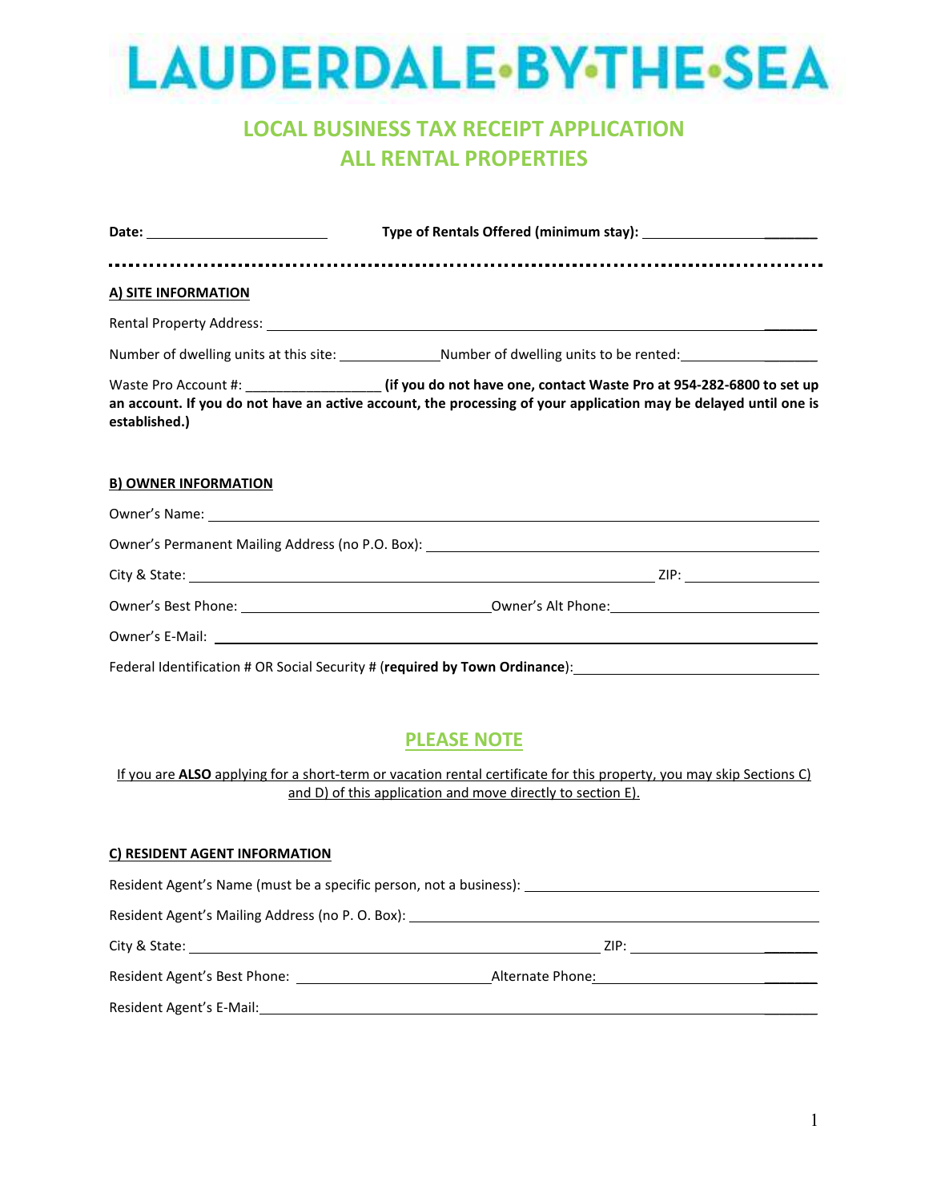# LAUDERDALE·BY·THE·SEA

## LOCAL BUSINESS TAX RECEIPT APPLICATION
## ALL RENTAL PROPERTIES

**Date:** ________________________ **Type of Rentals Offered (minimum stay):** ________________________

---

**A) SITE INFORMATION**

Rental Property Address: ____________________________________________________________________________

Number of dwelling units at this site: _____________ Number of dwelling units to be rented: ____________________

Waste Pro Account #: _________________ **(if you do not have one, contact Waste Pro at 954-282-6800 to set up an account. If you do not have an active account, the processing of your application may be delayed until one is established.)**

**B) OWNER INFORMATION**

Owner's Name: ______________________________________________________________________________

Owner's Permanent Mailing Address (no P.O. Box): ______________________________________________

City & State: _______________________________________________________ ZIP: __________________

Owner's Best Phone: _________________________________ Owner's Alt Phone: ___________________________

Owner's E-Mail: ____________________________________________________________________________

Federal Identification # OR Social Security # (**required by Town Ordinance**): _____________________________

## PLEASE NOTE

If you are **ALSO** applying for a short-term or vacation rental certificate for this property, you may skip Sections C) and D) of this application and move directly to section E).

**C) RESIDENT AGENT INFORMATION**

Resident Agent's Name (must be a specific person, not a business): ________________________________________

Resident Agent's Mailing Address (no P. O. Box): __________________________________________________

City & State: ___________________________________________________ ZIP: _________________________

Resident Agent's Best Phone: __________________________ Alternate Phone: ____________________________

Resident Agent's E-Mail: _____________________________________________________________________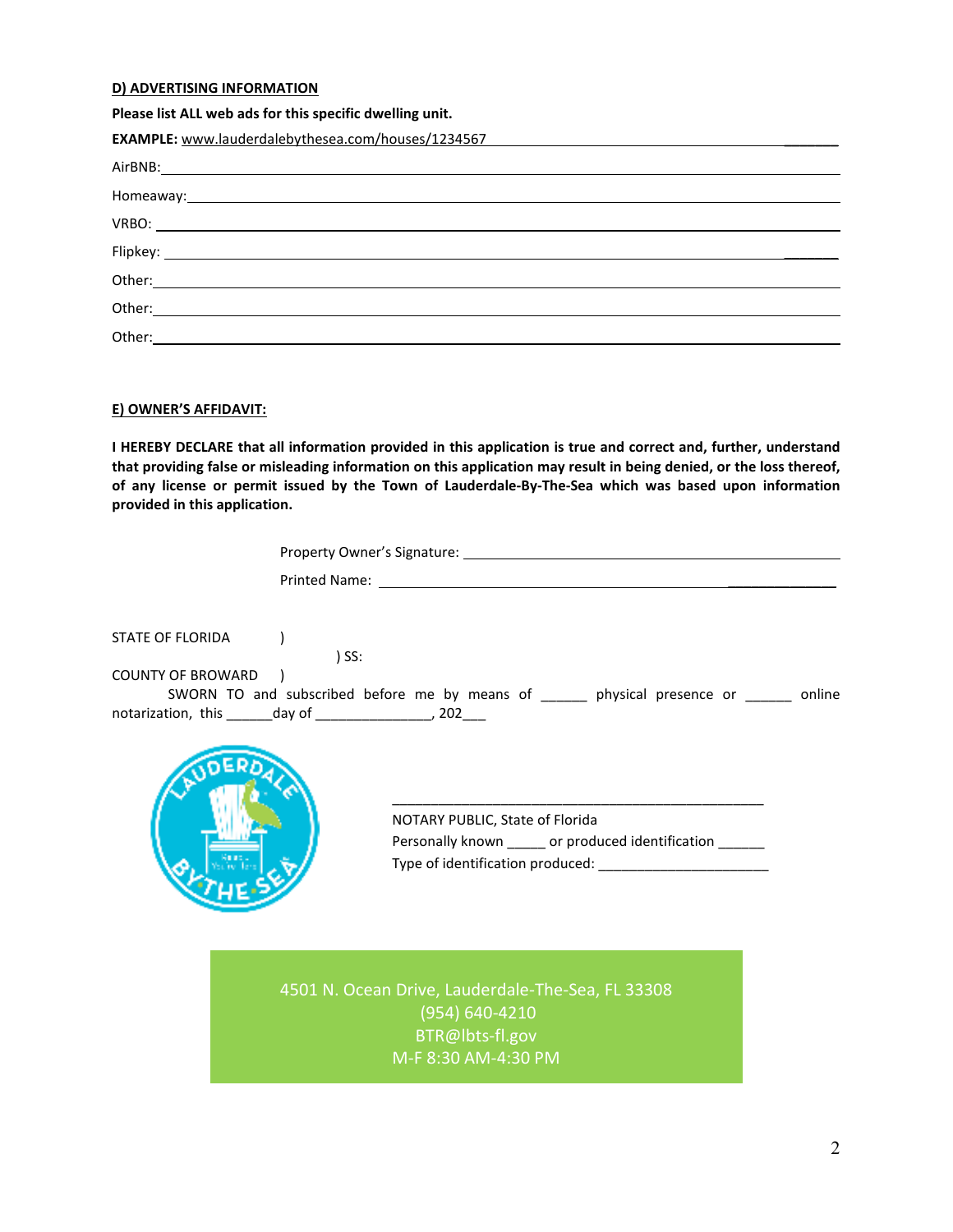**D) ADVERTISING INFORMATION**

**Please list ALL web ads for this specific dwelling unit.**

**EXAMPLE:** www.lauderdalebythesea.com/houses/1234567 _______

AirBNB: ____________________________________________

Homeaway: ____________________________________________

VRBO: ____________________________________________

Flipkey: ____________________________________________

Other: ____________________________________________

Other: ____________________________________________

Other: ____________________________________________

**E) OWNER'S AFFIDAVIT:**

**I HEREBY DECLARE that all information provided in this application is true and correct and, further, understand that providing false or misleading information on this application may result in being denied, or the loss thereof, of any license or permit issued by the Town of Lauderdale-By-The-Sea which was based upon information provided in this application.**

Property Owner's Signature: ____________________________________________

Printed Name: ____________________________________________

STATE OF FLORIDA )

) SS:

COUNTY OF BROWARD )

SWORN TO and subscribed before me by means of ______ physical presence or ______ online notarization, this ______day of _______________, 202___

____________________________________________

NOTARY PUBLIC, State of Florida

Personally known _____ or produced identification ______

Type of identification produced: ______________________

4501 N. Ocean Drive, Lauderdale-The-Sea, FL 33308
(954) 640-4210
BTR@lbts-fl.gov
M-F 8:30 AM-4:30 PM